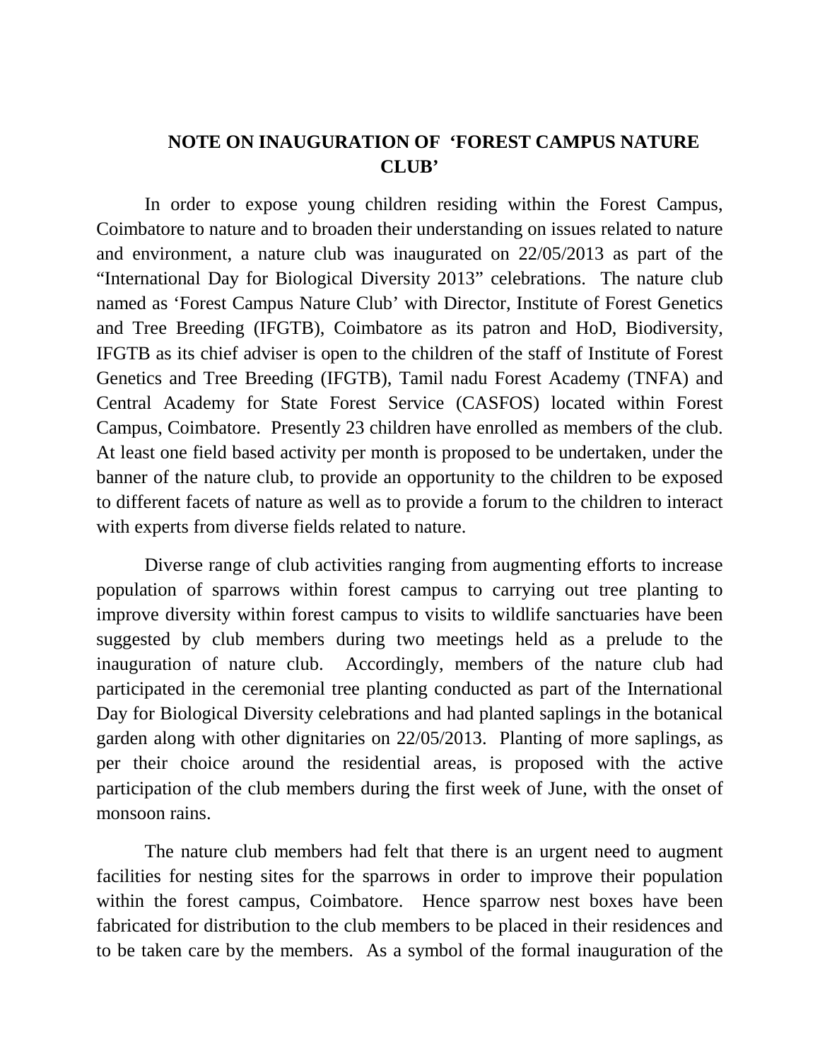# NOTE ON INAUGURATION OF 'FOREST CAMPUS NATURE CLUB'

In order to expose young children residing within the Forest Campus, Coimbatore to nature and to broaden their understanding on issues related to nature and environment, a nature club was inaugurated on 22/05/2013 as part of the "International Day for Biological Diversity 2013" celebrations. The nature club named as 'Forest Campus Nature Club' with Director, Institute of Forest Genetics and Tree Breeding (IFGTB), Coimbatore as its patron and HoD, Biodiversity, IFGTB as its chief adviser is open to the children of the staff of Institute of Forest Genetics and Tree Breeding (IFGTB), Tamil nadu Forest Academy (TNFA) and Central Academy for State Forest Service (CASFOS) located within Forest Campus, Coimbatore. Presently 23 children have enrolled as members of the club. At least one field based activity per month is proposed to be undertaken, under the banner of the nature club, to provide an opportunity to the children to be exposed to different facets of nature as well as to provide a forum to the children to interact with experts from diverse fields related to nature.

Diverse range of club activities ranging from augmenting efforts to increase population of sparrows within forest campus to carrying out tree planting to improve diversity within forest campus to visits to wildlife sanctuaries have been suggested by club members during two meetings held as a prelude to the inauguration of nature club. Accordingly, members of the nature club had participated in the ceremonial tree planting conducted as part of the International Day for Biological Diversity celebrations and had planted saplings in the botanical garden along with other dignitaries on 22/05/2013. Planting of more saplings, as per their choice around the residential areas, is proposed with the active participation of the club members during the first week of June, with the onset of monsoon rains.

The nature club members had felt that there is an urgent need to augment facilities for nesting sites for the sparrows in order to improve their population within the forest campus, Coimbatore. Hence sparrow nest boxes have been fabricated for distribution to the club members to be placed in their residences and to be taken care by the members. As a symbol of the formal inauguration of the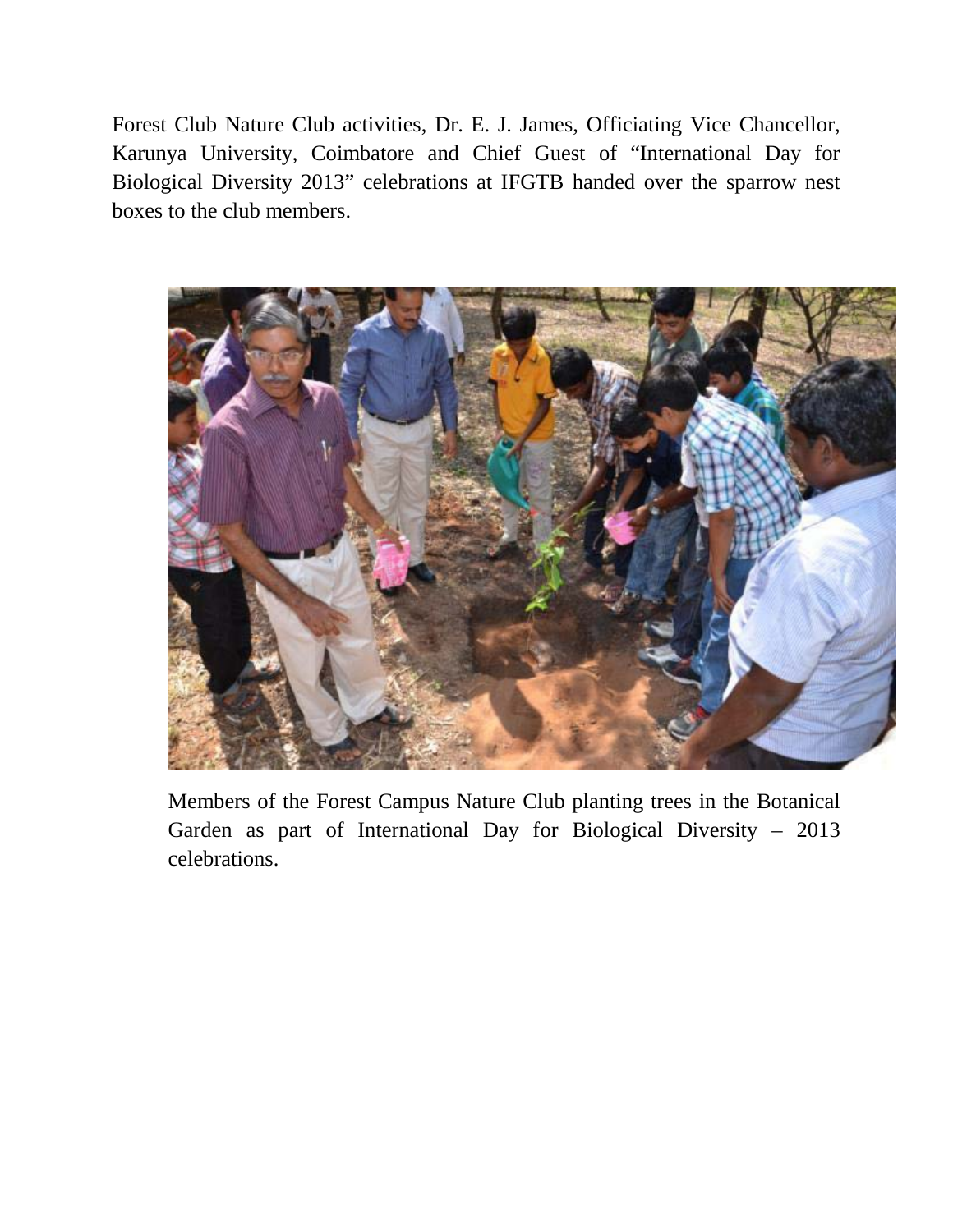Forest Club Nature Club activities, Dr. E. J. James, Officiating Vice Chancellor, Karunya University, Coimbatore and Chief Guest of “International Day for Biological Diversity 2013” celebrations at IFGTB handed over the sparrow nest boxes to the club members.

Members of the Forest Campus Nature Club planting trees in the Botanical Garden as part of International Day for Biological Diversity – 2013 celebrations.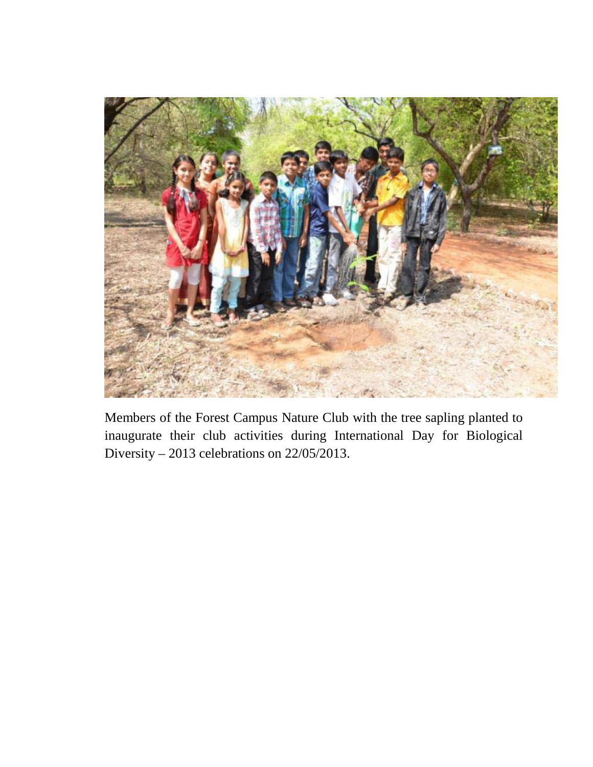Members of the Forest Campus Nature Club with the tree sapling planted to inaugurate their club activities during International Day for Biological Diversity – 2013 celebrations on 22/05/2013.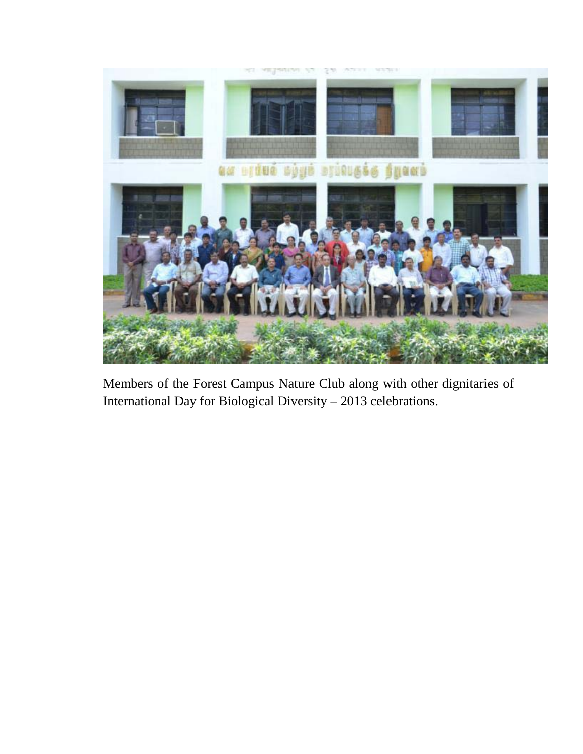Members of the Forest Campus Nature Club along with other dignitaries of International Day for Biological Diversity – 2013 celebrations.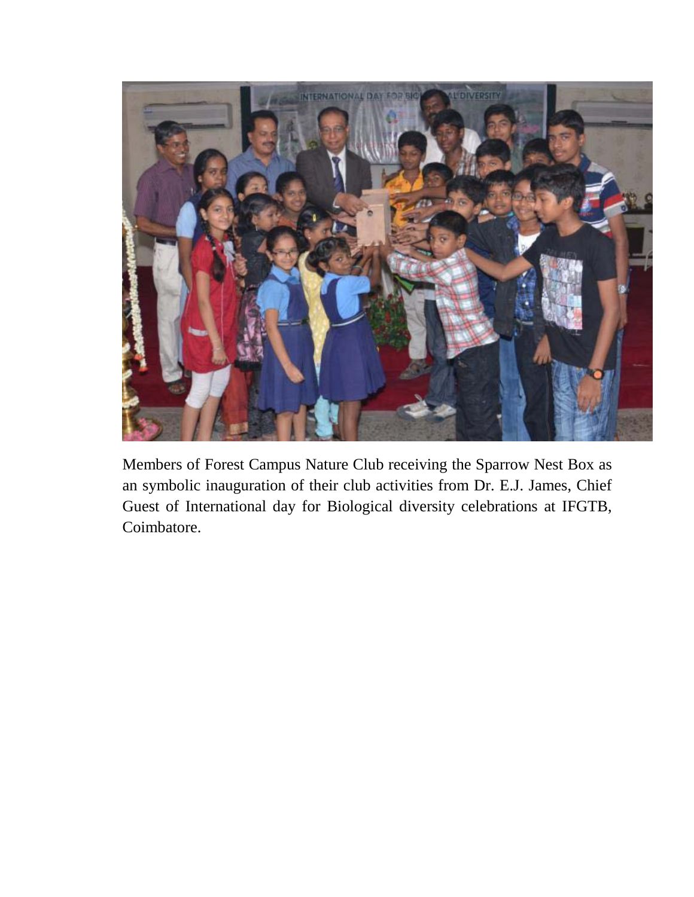Members of Forest Campus Nature Club receiving the Sparrow Nest Box as an symbolic inauguration of their club activities from Dr. E.J. James, Chief Guest of International day for Biological diversity celebrations at IFGTB, Coimbatore.